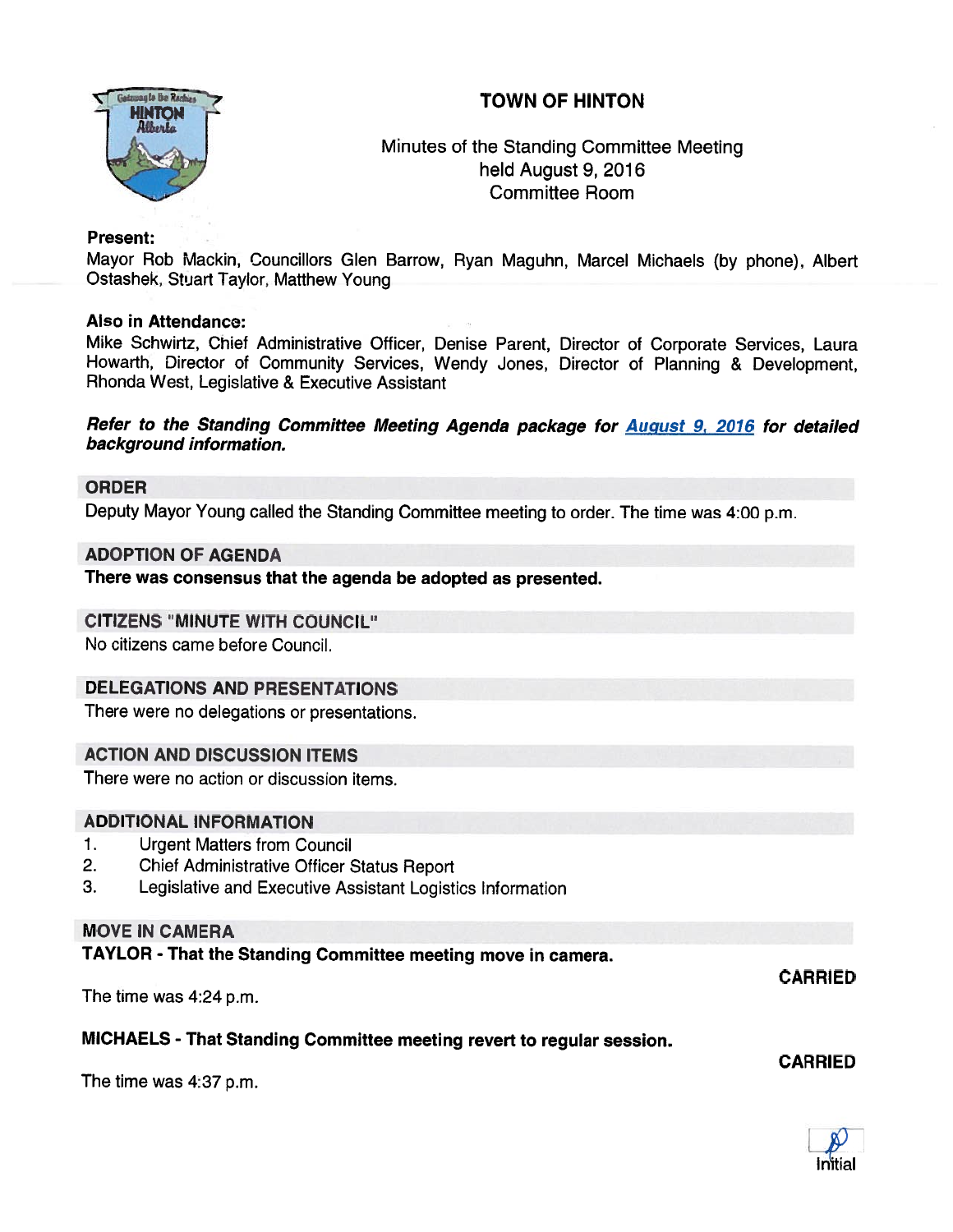# TOWN OF HINTON

Minutes of the Standing Committee Meeting
held August 9, 2016
Committee Room

**Present:**
Mayor Rob Mackin, Councillors Glen Barrow, Ryan Maguhn, Marcel Michaels (by phone), Albert Ostashek, Stuart Taylor, Matthew Young

**Also in Attendance:**
Mike Schwirtz, Chief Administrative Officer, Denise Parent, Director of Corporate Services, Laura Howarth, Director of Community Services, Wendy Jones, Director of Planning & Development, Rhonda West, Legislative & Executive Assistant

***Refer to the Standing Committee Meeting Agenda package for August 9, 2016 for detailed background information.***

## ORDER

Deputy Mayor Young called the Standing Committee meeting to order. The time was 4:00 p.m.

## ADOPTION OF AGENDA

**There was consensus that the agenda be adopted as presented.**

## CITIZENS "MINUTE WITH COUNCIL"

No citizens came before Council.

## DELEGATIONS AND PRESENTATIONS

There were no delegations or presentations.

## ACTION AND DISCUSSION ITEMS

There were no action or discussion items.

## ADDITIONAL INFORMATION

1. Urgent Matters from Council
2. Chief Administrative Officer Status Report
3. Legislative and Executive Assistant Logistics Information

## MOVE IN CAMERA

**TAYLOR - That the Standing Committee meeting move in camera.**

**CARRIED**

The time was 4:24 p.m.

**MICHAELS - That Standing Committee meeting revert to regular session.**

**CARRIED**

The time was 4:37 p.m.

Initial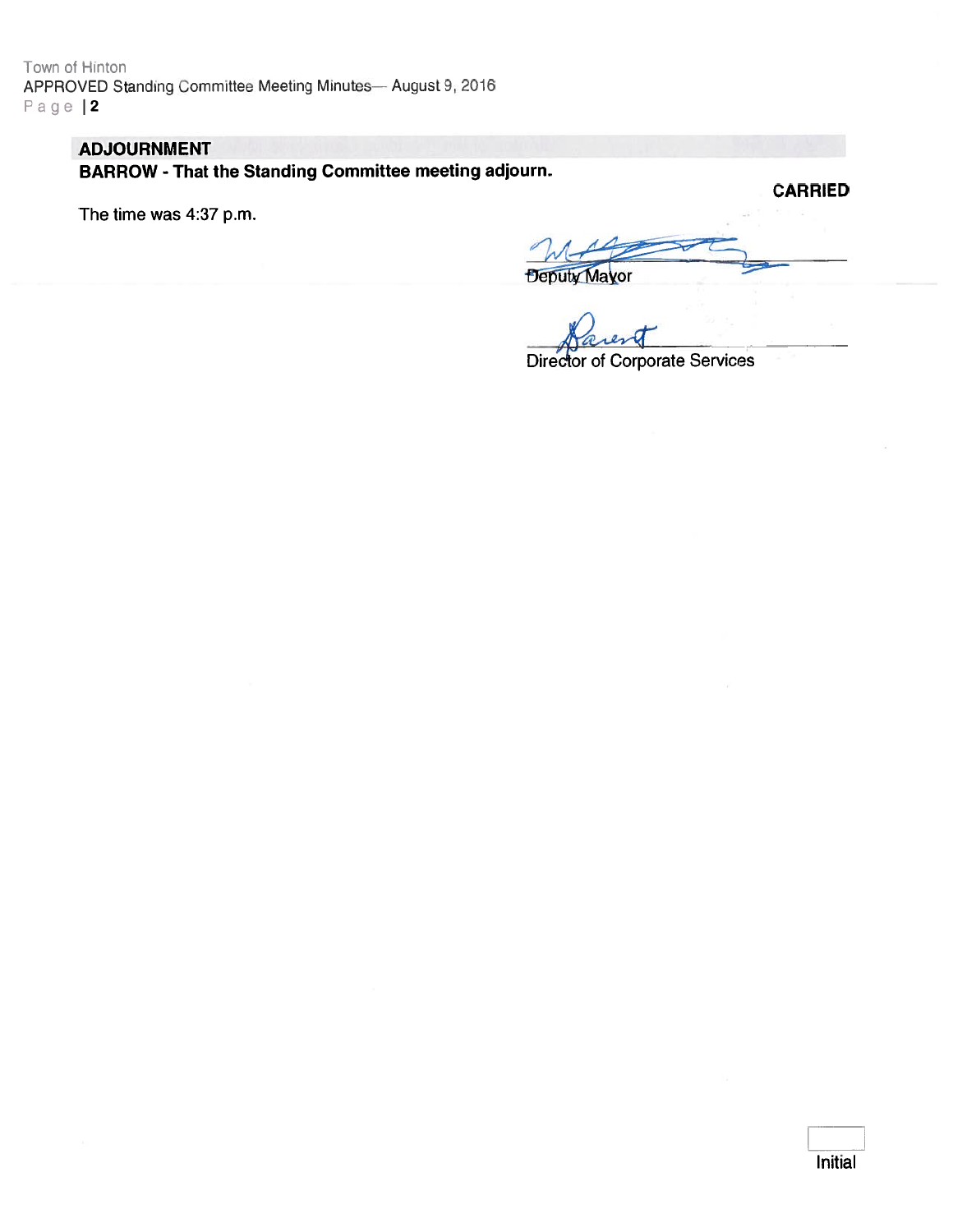## ADJOURNMENT

**BARROW - That the Standing Committee meeting adjourn.**

**CARRIED**

The time was 4:37 p.m.

Deputy Mayor

Director of Corporate Services

Initial